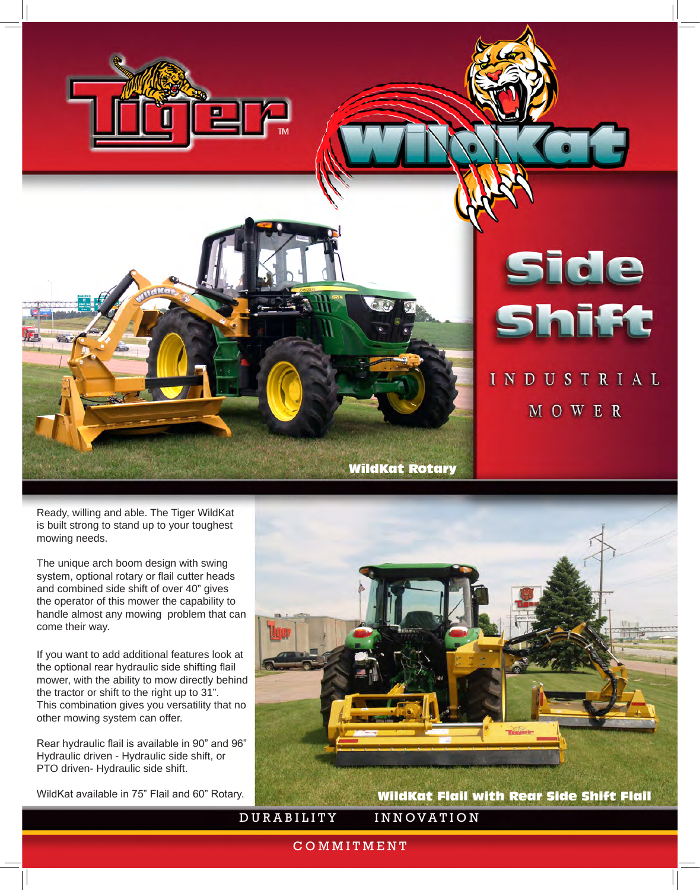# Tiger™ WildKat

## Side Shift

### INDUSTRIAL MOWER

WildKat Rotary

Ready, willing and able. The Tiger WildKat is built strong to stand up to your toughest mowing needs.

The unique arch boom design with swing system, optional rotary or flail cutter heads and combined side shift of over 40" gives the operator of this mower the capability to handle almost any mowing problem that can come their way.

If you want to add additional features look at the optional rear hydraulic side shifting flail mower, with the ability to mow directly behind the tractor or shift to the right up to 31". This combination gives you versatility that no other mowing system can offer.

Rear hydraulic flail is available in 90" and 96" Hydraulic driven - Hydraulic side shift, or PTO driven- Hydraulic side shift.

WildKat available in 75" Flail and 60" Rotary.

WildKat Flail with Rear Side Shift Flail

DURABILITY INNOVATION

COMMITMENT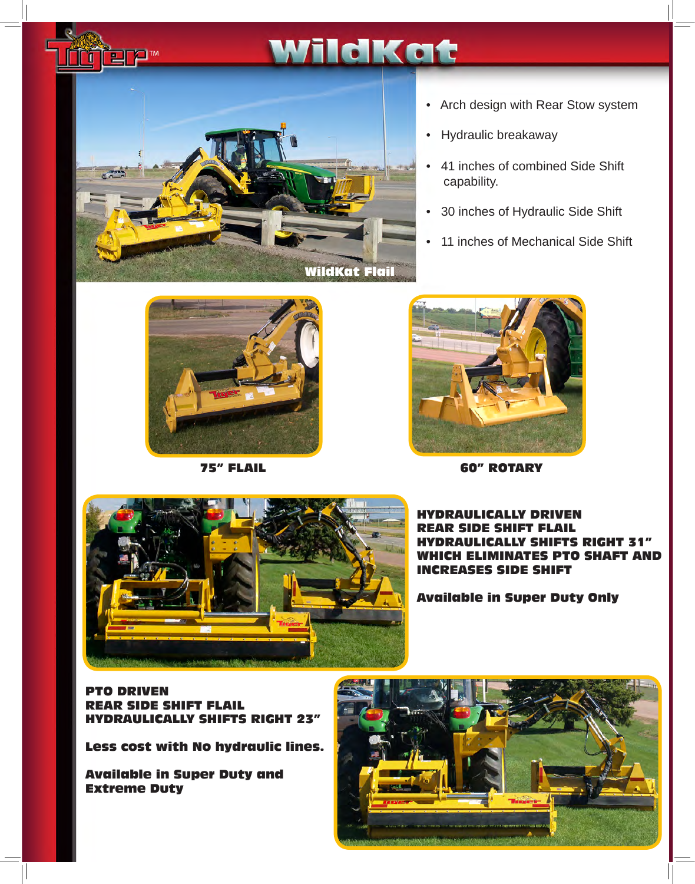# WildKat

- Arch design with Rear Stow system
- Hydraulic breakaway
- 41 inches of combined Side Shift capability.
- 30 inches of Hydraulic Side Shift
- 11 inches of Mechanical Side Shift

WildKat Flail

**75" FLAIL**

**60" ROTARY**

**HYDRAULICALLY DRIVEN REAR SIDE SHIFT FLAIL HYDRAULICALLY SHIFTS RIGHT 31" WHICH ELIMINATES PTO SHAFT AND INCREASES SIDE SHIFT**

**Available in Super Duty Only**

**PTO DRIVEN REAR SIDE SHIFT FLAIL HYDRAULICALLY SHIFTS RIGHT 23"**

**Less cost with No hydraulic lines.**

**Available in Super Duty and Extreme Duty**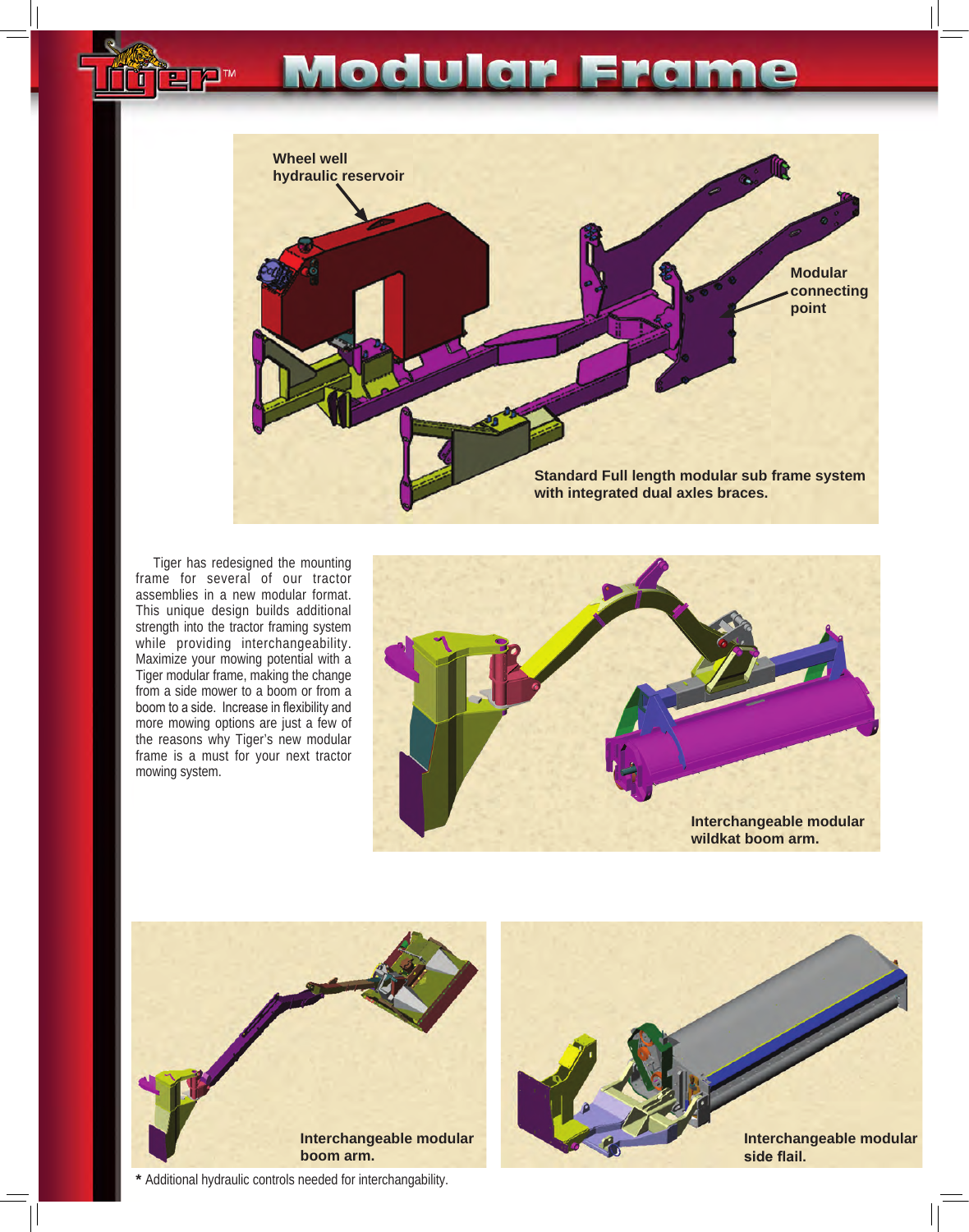# Modular Frame

Wheel well hydraulic reservoir

Modular connecting point

Standard Full length modular sub frame system with integrated dual axles braces.

Tiger has redesigned the mounting frame for several of our tractor assemblies in a new modular format. This unique design builds additional strength into the tractor framing system while providing interchangeability. Maximize your mowing potential with a Tiger modular frame, making the change from a side mower to a boom or from a boom to a side. Increase in flexibility and more mowing options are just a few of the reasons why Tiger's new modular frame is a must for your next tractor mowing system.

Interchangeable modular wildkat boom arm.

Interchangeable modular boom arm.

Interchangeable modular side flail.

* Additional hydraulic controls needed for interchangability.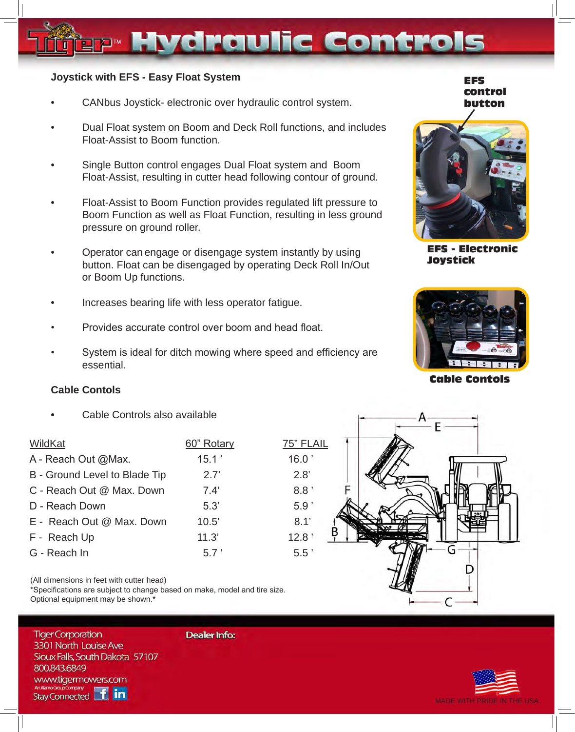# Tiger™ Hydraulic Controls

## Joystick with EFS - Easy Float System

- CANbus Joystick- electronic over hydraulic control system.
- Dual Float system on Boom and Deck Roll functions, and includes Float-Assist to Boom function.
- Single Button control engages Dual Float system and Boom Float-Assist, resulting in cutter head following contour of ground.
- Float-Assist to Boom Function provides regulated lift pressure to Boom Function as well as Float Function, resulting in less ground pressure on ground roller.
- Operator can engage or disengage system instantly by using button. Float can be disengaged by operating Deck Roll In/Out or Boom Up functions.
- Increases bearing life with less operator fatigue.
- Provides accurate control over boom and head float.
- System is ideal for ditch mowing where speed and efficiency are essential.

EFS control button

EFS - Electronic Joystick

## Cable Contols

- Cable Controls also available

Cable Contols

| WildKat | 60" Rotary | 75" FLAIL |
|---|---|---|
| A - Reach Out @Max. | 15.1 ' | 16.0 ' |
| B - Ground Level to Blade Tip | 2.7' | 2.8' |
| C - Reach Out @ Max. Down | 7.4' | 8.8 ' |
| D - Reach Down | 5.3' | 5.9 ' |
| E - Reach Out @ Max. Down | 10.5' | 8.1' |
| F - Reach Up | 11.3' | 12.8 ' |
| G - Reach In | 5.7 ' | 5.5 ' |

A
E
F
B
G
D
C

(All dimensions in feet with cutter head)
*Specifications are subject to change based on make, model and tire size.
Optional equipment may be shown.*

Tiger Corporation
3301 North Louise Ave
Sioux Falls, South Dakota 57107
800.843.6849
www.tigermowers.com
An Alamo Group Company
Stay Connected

Dealer Info:

MADE WITH PRIDE IN THE USA